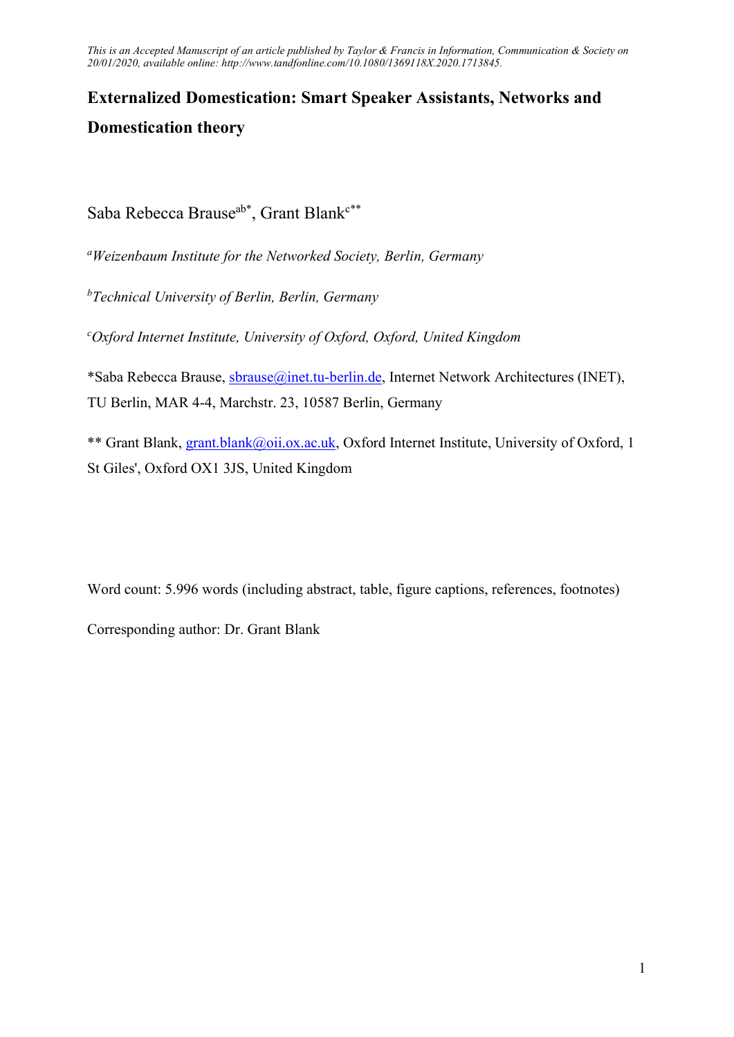*This is an Accepted Manuscript of an article published by Taylor & Francis in Information, Communication & Society on 20/01/2020, available online: http://www.tandfonline.com/10.1080/1369118X.2020.1713845.*

# Externalized Domestication: Smart Speaker Assistants, Networks and Domestication theory

Saba Rebecca Brause[ab*], Grant Blank[c**]

[a]*Weizenbaum Institute for the Networked Society, Berlin, Germany*

[b]*Technical University of Berlin, Berlin, Germany*

[c]*Oxford Internet Institute, University of Oxford, Oxford, United Kingdom*

*Saba Rebecca Brause, sbrause@inet.tu-berlin.de, Internet Network Architectures (INET), TU Berlin, MAR 4-4, Marchstr. 23, 10587 Berlin, Germany

** Grant Blank, grant.blank@oii.ox.ac.uk, Oxford Internet Institute, University of Oxford, 1 St Giles', Oxford OX1 3JS, United Kingdom

Word count: 5.996 words (including abstract, table, figure captions, references, footnotes)

Corresponding author: Dr. Grant Blank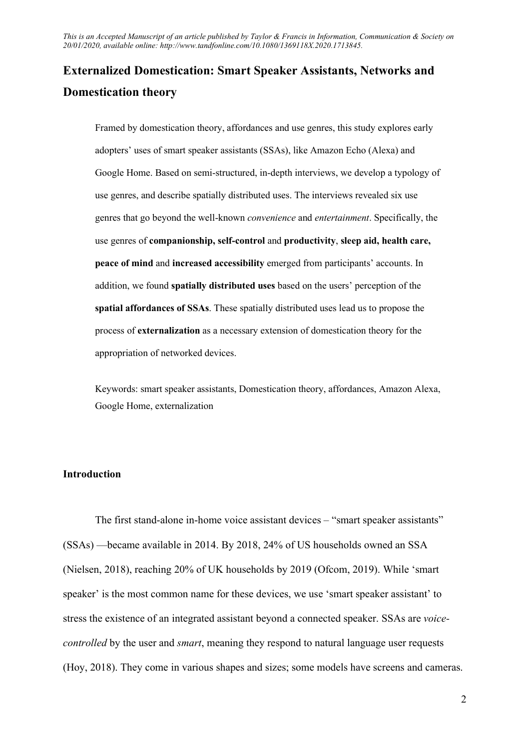*This is an Accepted Manuscript of an article published by Taylor & Francis in Information, Communication & Society on 20/01/2020, available online: http://www.tandfonline.com/10.1080/1369118X.2020.1713845.*

# Externalized Domestication: Smart Speaker Assistants, Networks and Domestication theory

Framed by domestication theory, affordances and use genres, this study explores early adopters' uses of smart speaker assistants (SSAs), like Amazon Echo (Alexa) and Google Home. Based on semi-structured, in-depth interviews, we develop a typology of use genres, and describe spatially distributed uses. The interviews revealed six use genres that go beyond the well-known *convenience* and *entertainment*. Specifically, the use genres of **companionship, self-control** and **productivity**, **sleep aid, health care, peace of mind** and **increased accessibility** emerged from participants' accounts. In addition, we found **spatially distributed uses** based on the users' perception of the **spatial affordances of SSAs**. These spatially distributed uses lead us to propose the process of **externalization** as a necessary extension of domestication theory for the appropriation of networked devices.

Keywords: smart speaker assistants, Domestication theory, affordances, Amazon Alexa, Google Home, externalization

## Introduction

The first stand-alone in-home voice assistant devices – "smart speaker assistants" (SSAs) —became available in 2014. By 2018, 24% of US households owned an SSA (Nielsen, 2018), reaching 20% of UK households by 2019 (Ofcom, 2019). While 'smart speaker' is the most common name for these devices, we use 'smart speaker assistant' to stress the existence of an integrated assistant beyond a connected speaker. SSAs are *voice-controlled* by the user and *smart*, meaning they respond to natural language user requests (Hoy, 2018). They come in various shapes and sizes; some models have screens and cameras.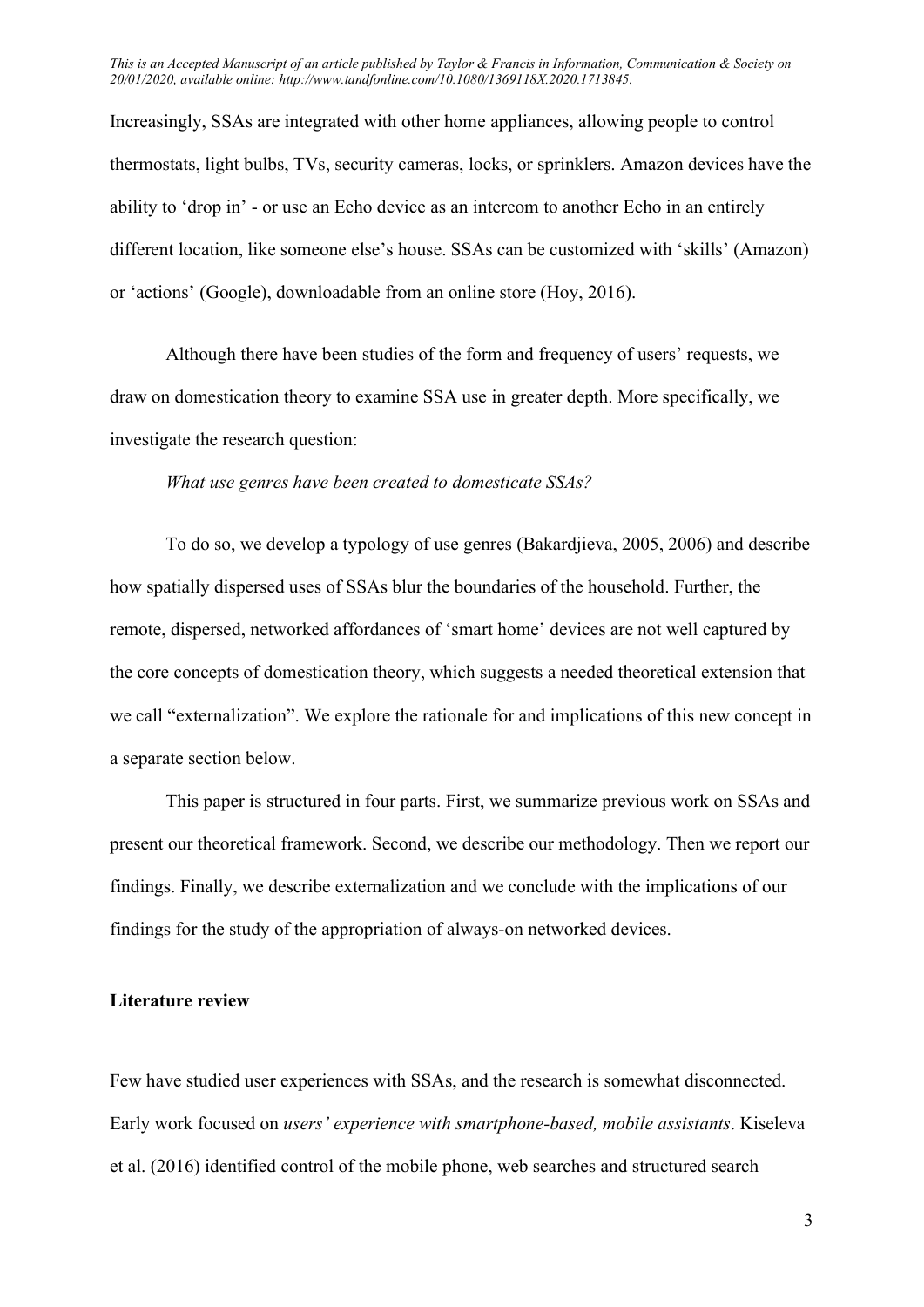Increasingly, SSAs are integrated with other home appliances, allowing people to control thermostats, light bulbs, TVs, security cameras, locks, or sprinklers. Amazon devices have the ability to 'drop in' - or use an Echo device as an intercom to another Echo in an entirely different location, like someone else's house. SSAs can be customized with 'skills' (Amazon) or 'actions' (Google), downloadable from an online store (Hoy, 2016).

Although there have been studies of the form and frequency of users' requests, we draw on domestication theory to examine SSA use in greater depth. More specifically, we investigate the research question:

*What use genres have been created to domesticate SSAs?*

To do so, we develop a typology of use genres (Bakardjieva, 2005, 2006) and describe how spatially dispersed uses of SSAs blur the boundaries of the household. Further, the remote, dispersed, networked affordances of 'smart home' devices are not well captured by the core concepts of domestication theory, which suggests a needed theoretical extension that we call "externalization". We explore the rationale for and implications of this new concept in a separate section below.

This paper is structured in four parts. First, we summarize previous work on SSAs and present our theoretical framework. Second, we describe our methodology. Then we report our findings. Finally, we describe externalization and we conclude with the implications of our findings for the study of the appropriation of always-on networked devices.

## Literature review

Few have studied user experiences with SSAs, and the research is somewhat disconnected. Early work focused on *users' experience with smartphone-based, mobile assistants*. Kiseleva et al. (2016) identified control of the mobile phone, web searches and structured search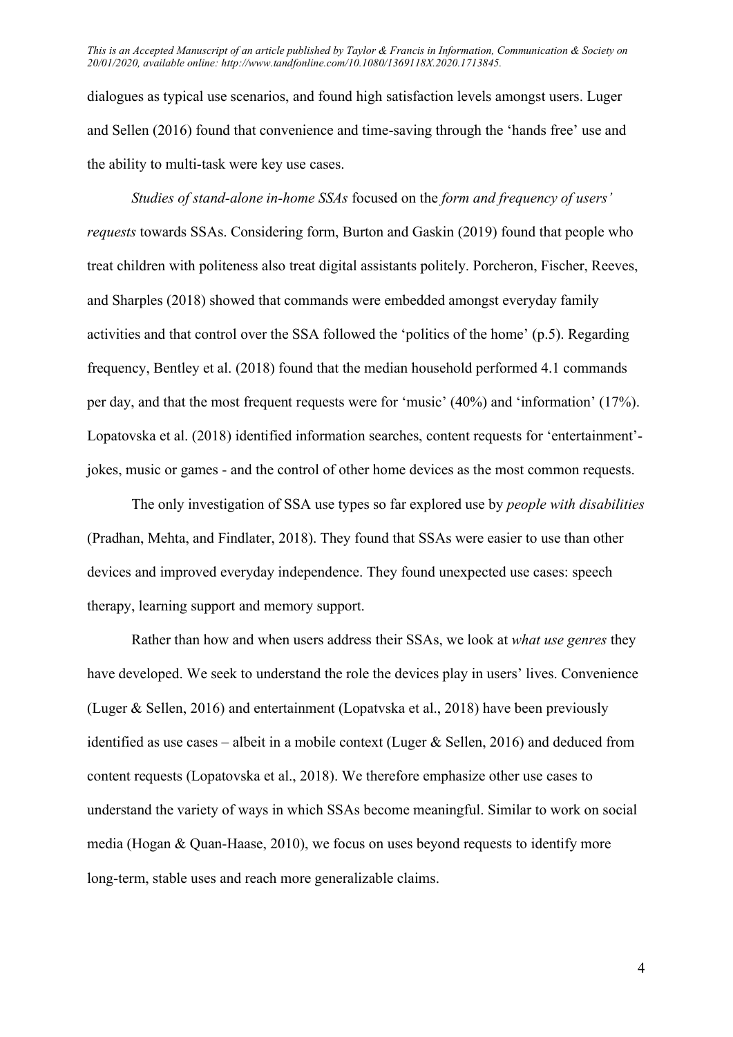dialogues as typical use scenarios, and found high satisfaction levels amongst users. Luger and Sellen (2016) found that convenience and time-saving through the 'hands free' use and the ability to multi-task were key use cases.

*Studies of stand-alone in-home SSAs* focused on the *form and frequency of users' requests* towards SSAs. Considering form, Burton and Gaskin (2019) found that people who treat children with politeness also treat digital assistants politely. Porcheron, Fischer, Reeves, and Sharples (2018) showed that commands were embedded amongst everyday family activities and that control over the SSA followed the 'politics of the home' (p.5). Regarding frequency, Bentley et al. (2018) found that the median household performed 4.1 commands per day, and that the most frequent requests were for 'music' (40%) and 'information' (17%). Lopatovska et al. (2018) identified information searches, content requests for 'entertainment'- jokes, music or games - and the control of other home devices as the most common requests.

The only investigation of SSA use types so far explored use by *people with disabilities* (Pradhan, Mehta, and Findlater, 2018). They found that SSAs were easier to use than other devices and improved everyday independence. They found unexpected use cases: speech therapy, learning support and memory support.

Rather than how and when users address their SSAs, we look at *what use genres* they have developed. We seek to understand the role the devices play in users' lives. Convenience (Luger & Sellen, 2016) and entertainment (Lopatvska et al., 2018) have been previously identified as use cases – albeit in a mobile context (Luger & Sellen, 2016) and deduced from content requests (Lopatovska et al., 2018). We therefore emphasize other use cases to understand the variety of ways in which SSAs become meaningful. Similar to work on social media (Hogan & Quan-Haase, 2010), we focus on uses beyond requests to identify more long-term, stable uses and reach more generalizable claims.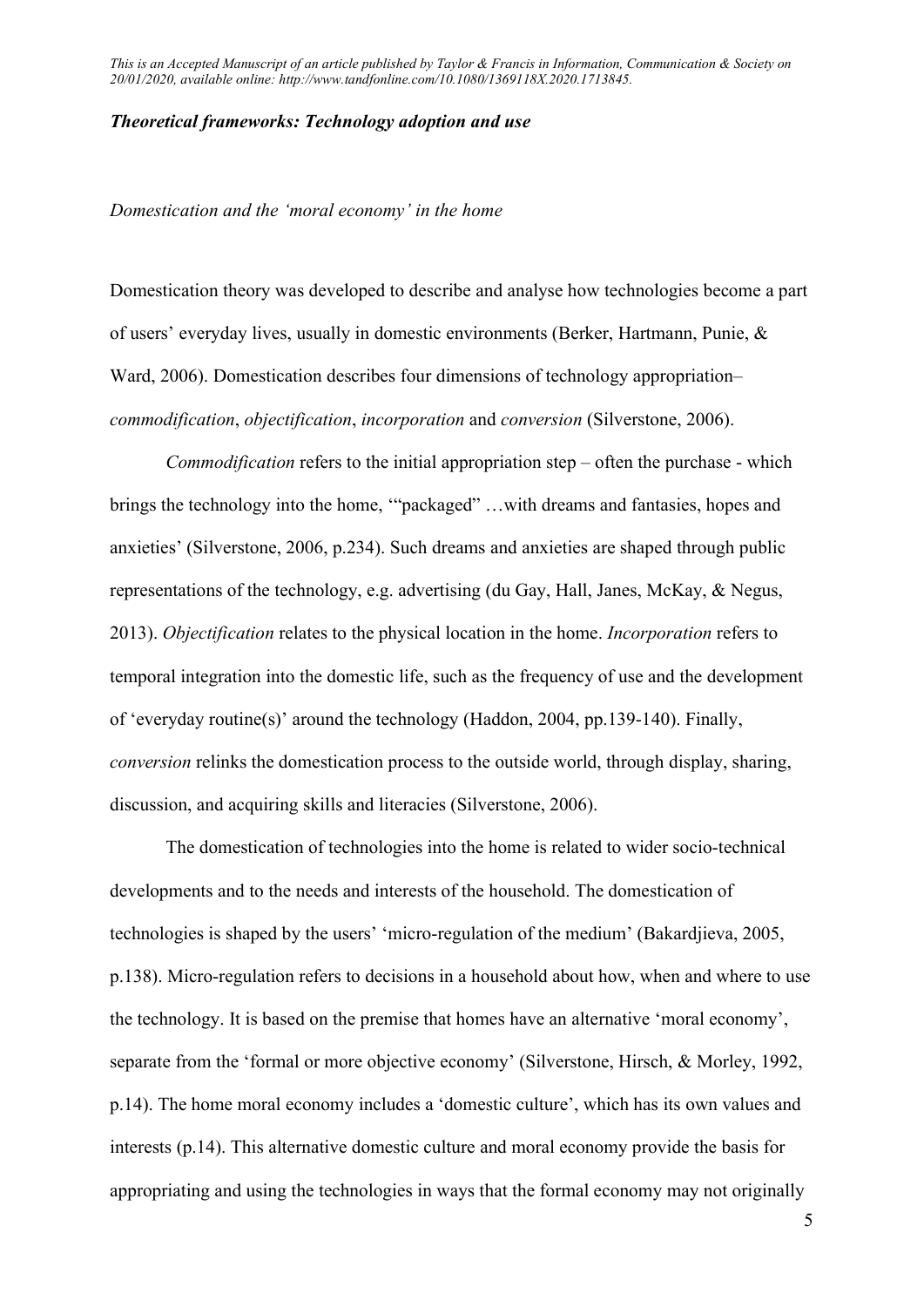## *Theoretical frameworks: Technology adoption and use*

### *Domestication and the 'moral economy' in the home*

Domestication theory was developed to describe and analyse how technologies become a part of users' everyday lives, usually in domestic environments (Berker, Hartmann, Punie, & Ward, 2006). Domestication describes four dimensions of technology appropriation– *commodification*, *objectification*, *incorporation* and *conversion* (Silverstone, 2006).

*Commodification* refers to the initial appropriation step – often the purchase - which brings the technology into the home, '"packaged" …with dreams and fantasies, hopes and anxieties' (Silverstone, 2006, p.234). Such dreams and anxieties are shaped through public representations of the technology, e.g. advertising (du Gay, Hall, Janes, McKay, & Negus, 2013). *Objectification* relates to the physical location in the home. *Incorporation* refers to temporal integration into the domestic life, such as the frequency of use and the development of 'everyday routine(s)' around the technology (Haddon, 2004, pp.139-140). Finally, *conversion* relinks the domestication process to the outside world, through display, sharing, discussion, and acquiring skills and literacies (Silverstone, 2006).

The domestication of technologies into the home is related to wider socio-technical developments and to the needs and interests of the household. The domestication of technologies is shaped by the users' 'micro-regulation of the medium' (Bakardjieva, 2005, p.138). Micro-regulation refers to decisions in a household about how, when and where to use the technology. It is based on the premise that homes have an alternative 'moral economy', separate from the 'formal or more objective economy' (Silverstone, Hirsch, & Morley, 1992, p.14). The home moral economy includes a 'domestic culture', which has its own values and interests (p.14). This alternative domestic culture and moral economy provide the basis for appropriating and using the technologies in ways that the formal economy may not originally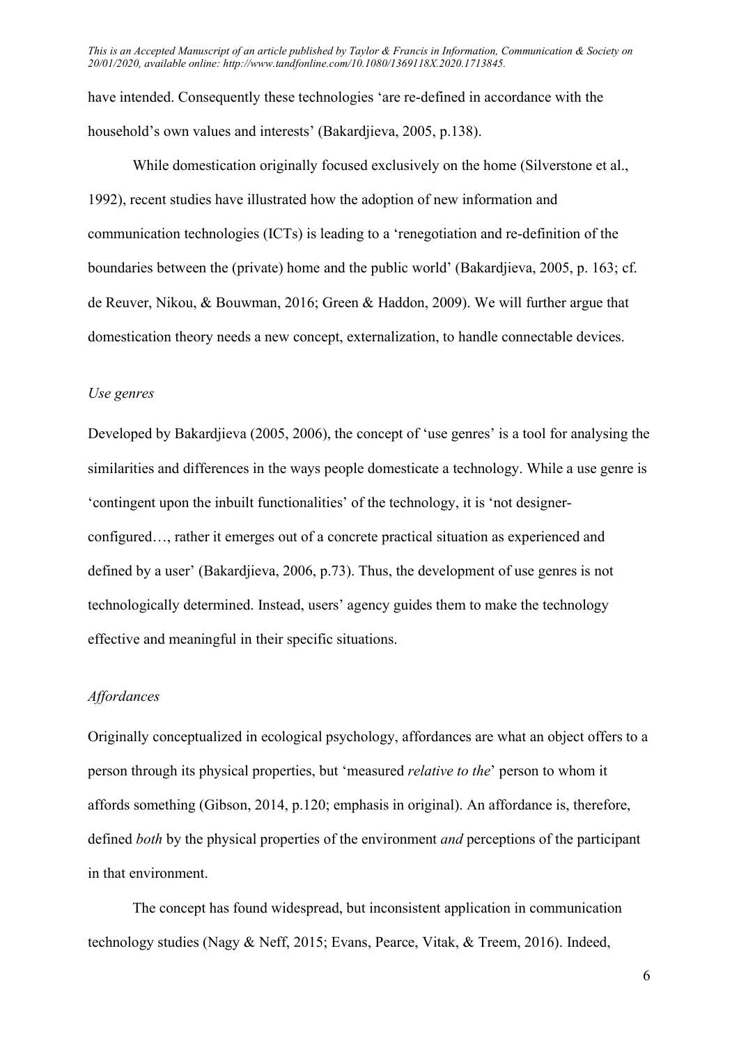have intended. Consequently these technologies 'are re-defined in accordance with the household's own values and interests' (Bakardjieva, 2005, p.138).

While domestication originally focused exclusively on the home (Silverstone et al., 1992), recent studies have illustrated how the adoption of new information and communication technologies (ICTs) is leading to a 'renegotiation and re-definition of the boundaries between the (private) home and the public world' (Bakardjieva, 2005, p. 163; cf. de Reuver, Nikou, & Bouwman, 2016; Green & Haddon, 2009). We will further argue that domestication theory needs a new concept, externalization, to handle connectable devices.

### *Use genres*

Developed by Bakardjieva (2005, 2006), the concept of 'use genres' is a tool for analysing the similarities and differences in the ways people domesticate a technology. While a use genre is 'contingent upon the inbuilt functionalities' of the technology, it is 'not designer-configured…, rather it emerges out of a concrete practical situation as experienced and defined by a user' (Bakardjieva, 2006, p.73). Thus, the development of use genres is not technologically determined. Instead, users' agency guides them to make the technology effective and meaningful in their specific situations.

### *Affordances*

Originally conceptualized in ecological psychology, affordances are what an object offers to a person through its physical properties, but 'measured *relative to the*' person to whom it affords something (Gibson, 2014, p.120; emphasis in original). An affordance is, therefore, defined *both* by the physical properties of the environment *and* perceptions of the participant in that environment.

The concept has found widespread, but inconsistent application in communication technology studies (Nagy & Neff, 2015; Evans, Pearce, Vitak, & Treem, 2016). Indeed,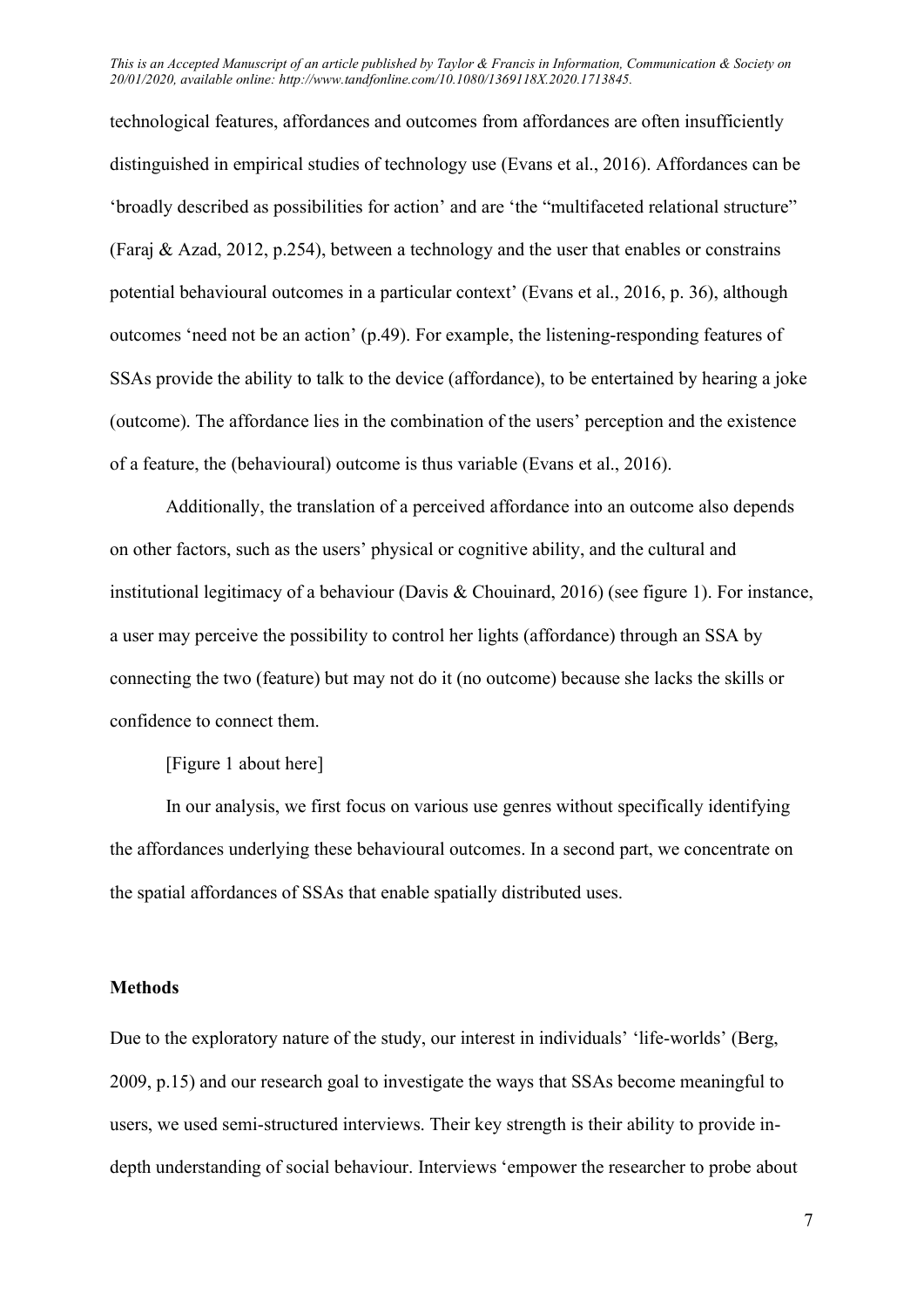technological features, affordances and outcomes from affordances are often insufficiently distinguished in empirical studies of technology use (Evans et al., 2016). Affordances can be 'broadly described as possibilities for action' and are 'the "multifaceted relational structure" (Faraj & Azad, 2012, p.254), between a technology and the user that enables or constrains potential behavioural outcomes in a particular context' (Evans et al., 2016, p. 36), although outcomes 'need not be an action' (p.49). For example, the listening-responding features of SSAs provide the ability to talk to the device (affordance), to be entertained by hearing a joke (outcome). The affordance lies in the combination of the users' perception and the existence of a feature, the (behavioural) outcome is thus variable (Evans et al., 2016).

Additionally, the translation of a perceived affordance into an outcome also depends on other factors, such as the users' physical or cognitive ability, and the cultural and institutional legitimacy of a behaviour (Davis & Chouinard, 2016) (see figure 1). For instance, a user may perceive the possibility to control her lights (affordance) through an SSA by connecting the two (feature) but may not do it (no outcome) because she lacks the skills or confidence to connect them.

[Figure 1 about here]

In our analysis, we first focus on various use genres without specifically identifying the affordances underlying these behavioural outcomes. In a second part, we concentrate on the spatial affordances of SSAs that enable spatially distributed uses.

## Methods

Due to the exploratory nature of the study, our interest in individuals' 'life-worlds' (Berg, 2009, p.15) and our research goal to investigate the ways that SSAs become meaningful to users, we used semi-structured interviews. Their key strength is their ability to provide in-depth understanding of social behaviour. Interviews 'empower the researcher to probe about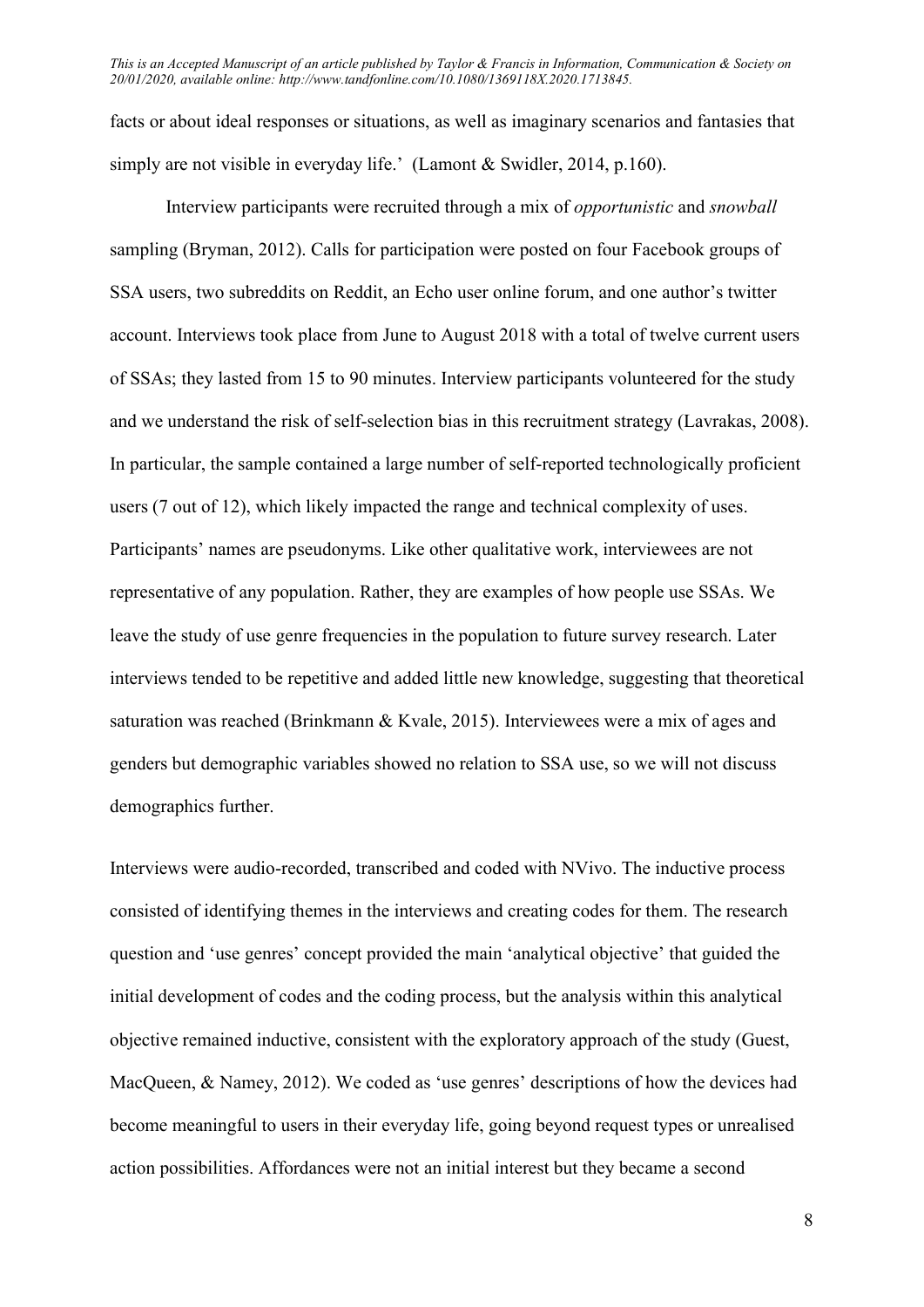facts or about ideal responses or situations, as well as imaginary scenarios and fantasies that simply are not visible in everyday life.' (Lamont & Swidler, 2014, p.160).

Interview participants were recruited through a mix of *opportunistic* and *snowball* sampling (Bryman, 2012). Calls for participation were posted on four Facebook groups of SSA users, two subreddits on Reddit, an Echo user online forum, and one author's twitter account. Interviews took place from June to August 2018 with a total of twelve current users of SSAs; they lasted from 15 to 90 minutes. Interview participants volunteered for the study and we understand the risk of self-selection bias in this recruitment strategy (Lavrakas, 2008). In particular, the sample contained a large number of self-reported technologically proficient users (7 out of 12), which likely impacted the range and technical complexity of uses. Participants' names are pseudonyms. Like other qualitative work, interviewees are not representative of any population. Rather, they are examples of how people use SSAs. We leave the study of use genre frequencies in the population to future survey research. Later interviews tended to be repetitive and added little new knowledge, suggesting that theoretical saturation was reached (Brinkmann & Kvale, 2015). Interviewees were a mix of ages and genders but demographic variables showed no relation to SSA use, so we will not discuss demographics further.

Interviews were audio-recorded, transcribed and coded with NVivo. The inductive process consisted of identifying themes in the interviews and creating codes for them. The research question and 'use genres' concept provided the main 'analytical objective' that guided the initial development of codes and the coding process, but the analysis within this analytical objective remained inductive, consistent with the exploratory approach of the study (Guest, MacQueen, & Namey, 2012). We coded as 'use genres' descriptions of how the devices had become meaningful to users in their everyday life, going beyond request types or unrealised action possibilities. Affordances were not an initial interest but they became a second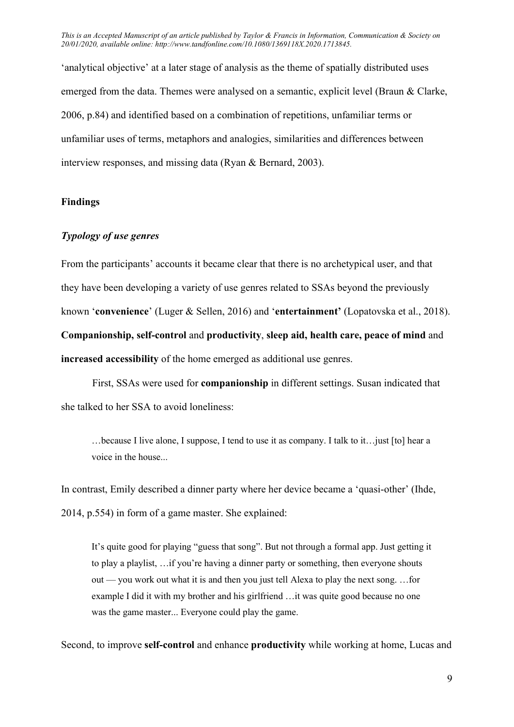'analytical objective' at a later stage of analysis as the theme of spatially distributed uses emerged from the data. Themes were analysed on a semantic, explicit level (Braun & Clarke, 2006, p.84) and identified based on a combination of repetitions, unfamiliar terms or unfamiliar uses of terms, metaphors and analogies, similarities and differences between interview responses, and missing data (Ryan & Bernard, 2003).

## Findings

### *Typology of use genres*

From the participants' accounts it became clear that there is no archetypical user, and that they have been developing a variety of use genres related to SSAs beyond the previously known '**convenience**' (Luger & Sellen, 2016) and '**entertainment'** (Lopatovska et al., 2018). **Companionship, self-control** and **productivity**, **sleep aid, health care, peace of mind** and **increased accessibility** of the home emerged as additional use genres.

First, SSAs were used for **companionship** in different settings. Susan indicated that she talked to her SSA to avoid loneliness:

> …because I live alone, I suppose, I tend to use it as company. I talk to it…just [to] hear a voice in the house...

In contrast, Emily described a dinner party where her device became a 'quasi-other' (Ihde, 2014, p.554) in form of a game master. She explained:

> It's quite good for playing "guess that song". But not through a formal app. Just getting it to play a playlist, …if you're having a dinner party or something, then everyone shouts out — you work out what it is and then you just tell Alexa to play the next song. …for example I did it with my brother and his girlfriend …it was quite good because no one was the game master... Everyone could play the game.

Second, to improve **self-control** and enhance **productivity** while working at home, Lucas and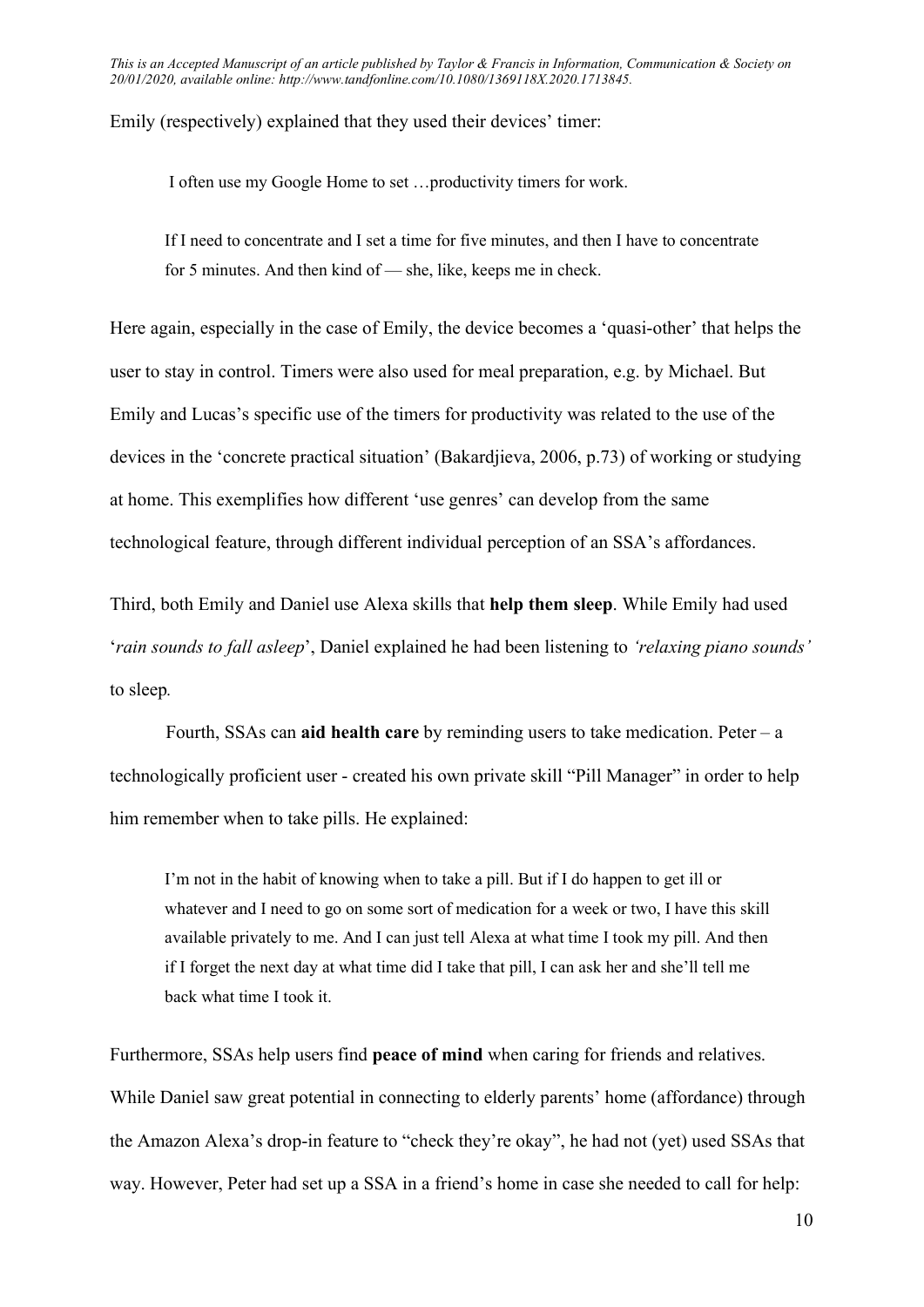Emily (respectively) explained that they used their devices' timer:

> I often use my Google Home to set …productivity timers for work.

> If I need to concentrate and I set a time for five minutes, and then I have to concentrate for 5 minutes. And then kind of — she, like, keeps me in check.

Here again, especially in the case of Emily, the device becomes a 'quasi-other' that helps the user to stay in control. Timers were also used for meal preparation, e.g. by Michael. But Emily and Lucas's specific use of the timers for productivity was related to the use of the devices in the 'concrete practical situation' (Bakardjieva, 2006, p.73) of working or studying at home. This exemplifies how different 'use genres' can develop from the same technological feature, through different individual perception of an SSA's affordances.

Third, both Emily and Daniel use Alexa skills that **help them sleep**. While Emily had used '*rain sounds to fall asleep*', Daniel explained he had been listening to *'relaxing piano sounds'* to sleep*.*

Fourth, SSAs can **aid health care** by reminding users to take medication. Peter – a technologically proficient user - created his own private skill "Pill Manager" in order to help him remember when to take pills. He explained:

> I'm not in the habit of knowing when to take a pill. But if I do happen to get ill or whatever and I need to go on some sort of medication for a week or two, I have this skill available privately to me. And I can just tell Alexa at what time I took my pill. And then if I forget the next day at what time did I take that pill, I can ask her and she'll tell me back what time I took it.

Furthermore, SSAs help users find **peace of mind** when caring for friends and relatives. While Daniel saw great potential in connecting to elderly parents' home (affordance) through the Amazon Alexa's drop-in feature to "check they're okay", he had not (yet) used SSAs that way. However, Peter had set up a SSA in a friend's home in case she needed to call for help: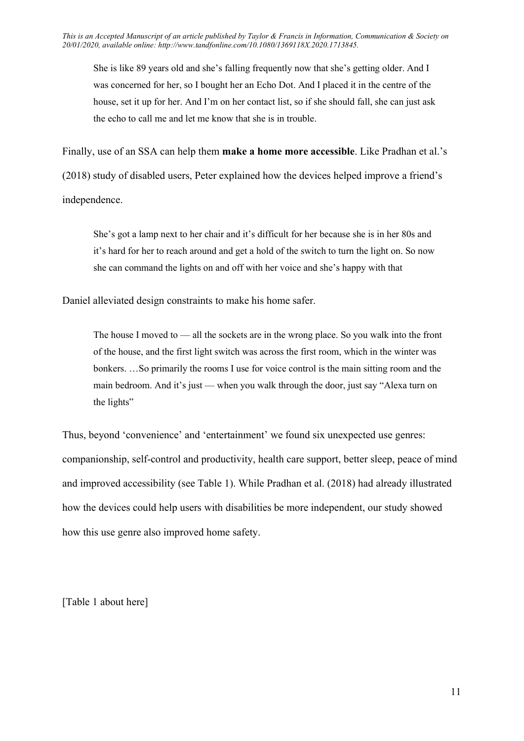> She is like 89 years old and she's falling frequently now that she's getting older. And I was concerned for her, so I bought her an Echo Dot. And I placed it in the centre of the house, set it up for her. And I'm on her contact list, so if she should fall, she can just ask the echo to call me and let me know that she is in trouble.

Finally, use of an SSA can help them **make a home more accessible**. Like Pradhan et al.'s (2018) study of disabled users, Peter explained how the devices helped improve a friend's independence.

> She's got a lamp next to her chair and it's difficult for her because she is in her 80s and it's hard for her to reach around and get a hold of the switch to turn the light on. So now she can command the lights on and off with her voice and she's happy with that

Daniel alleviated design constraints to make his home safer.

> The house I moved to — all the sockets are in the wrong place. So you walk into the front of the house, and the first light switch was across the first room, which in the winter was bonkers. …So primarily the rooms I use for voice control is the main sitting room and the main bedroom. And it's just — when you walk through the door, just say "Alexa turn on the lights"

Thus, beyond 'convenience' and 'entertainment' we found six unexpected use genres: companionship, self-control and productivity, health care support, better sleep, peace of mind and improved accessibility (see Table 1). While Pradhan et al. (2018) had already illustrated how the devices could help users with disabilities be more independent, our study showed how this use genre also improved home safety.

[Table 1 about here]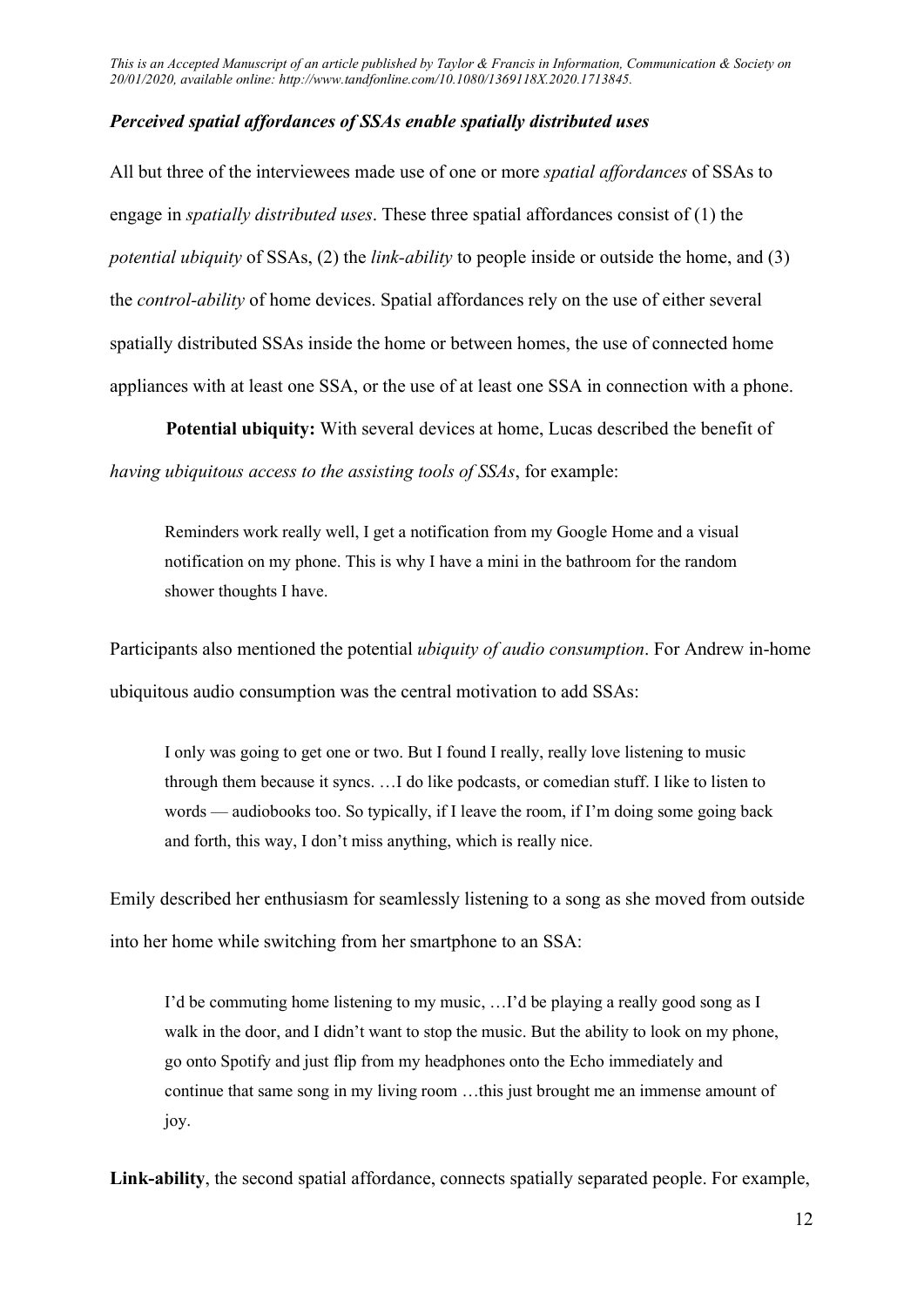### *Perceived spatial affordances of SSAs enable spatially distributed uses*

All but three of the interviewees made use of one or more *spatial affordances* of SSAs to engage in *spatially distributed uses*. These three spatial affordances consist of (1) the *potential ubiquity* of SSAs, (2) the *link-ability* to people inside or outside the home, and (3) the *control-ability* of home devices. Spatial affordances rely on the use of either several spatially distributed SSAs inside the home or between homes, the use of connected home appliances with at least one SSA, or the use of at least one SSA in connection with a phone.

**Potential ubiquity:** With several devices at home, Lucas described the benefit of *having ubiquitous access to the assisting tools of SSAs*, for example:

> Reminders work really well, I get a notification from my Google Home and a visual notification on my phone. This is why I have a mini in the bathroom for the random shower thoughts I have.

Participants also mentioned the potential *ubiquity of audio consumption*. For Andrew in-home ubiquitous audio consumption was the central motivation to add SSAs:

> I only was going to get one or two. But I found I really, really love listening to music through them because it syncs. …I do like podcasts, or comedian stuff. I like to listen to words — audiobooks too. So typically, if I leave the room, if I'm doing some going back and forth, this way, I don't miss anything, which is really nice.

Emily described her enthusiasm for seamlessly listening to a song as she moved from outside into her home while switching from her smartphone to an SSA:

> I'd be commuting home listening to my music, …I'd be playing a really good song as I walk in the door, and I didn't want to stop the music. But the ability to look on my phone, go onto Spotify and just flip from my headphones onto the Echo immediately and continue that same song in my living room …this just brought me an immense amount of joy.

**Link-ability**, the second spatial affordance, connects spatially separated people. For example,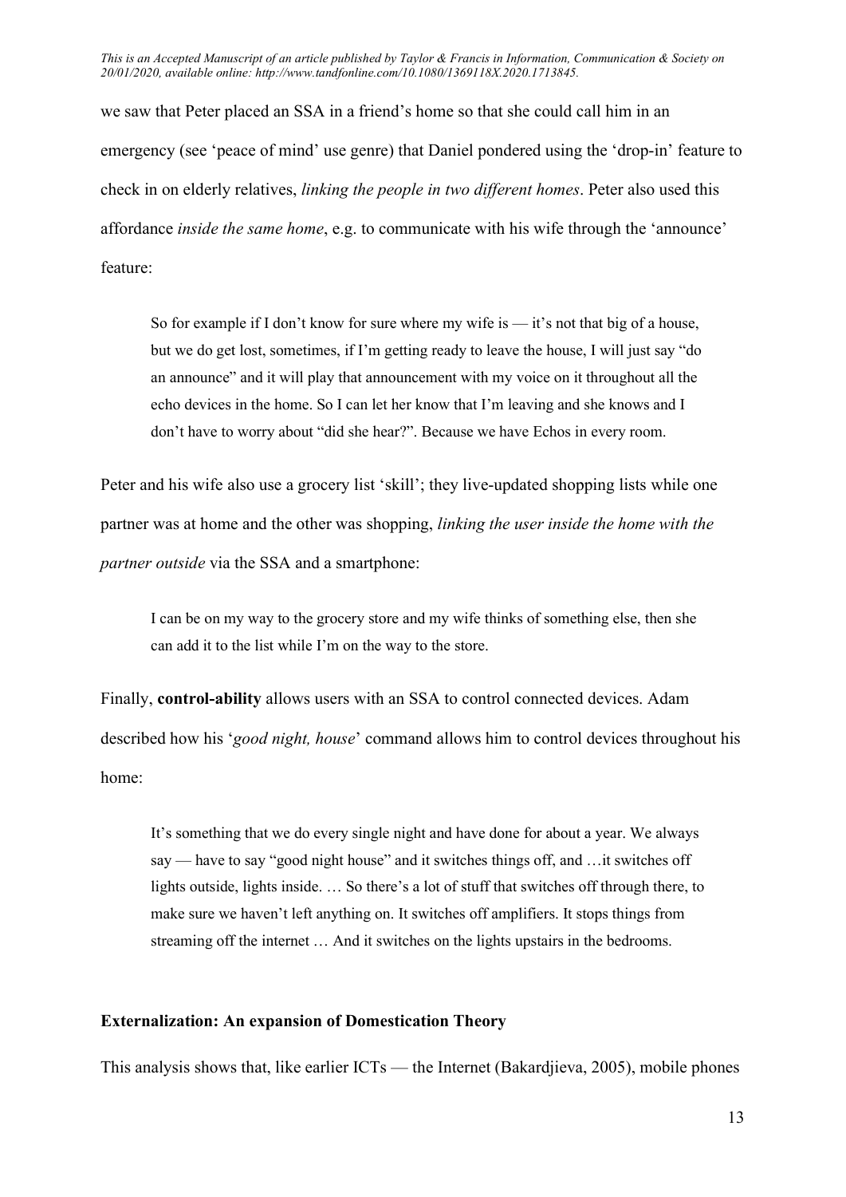we saw that Peter placed an SSA in a friend's home so that she could call him in an emergency (see 'peace of mind' use genre) that Daniel pondered using the 'drop-in' feature to check in on elderly relatives, *linking the people in two different homes*. Peter also used this affordance *inside the same home*, e.g. to communicate with his wife through the 'announce' feature:

> So for example if I don't know for sure where my wife is — it's not that big of a house, but we do get lost, sometimes, if I'm getting ready to leave the house, I will just say "do an announce" and it will play that announcement with my voice on it throughout all the echo devices in the home. So I can let her know that I'm leaving and she knows and I don't have to worry about "did she hear?". Because we have Echos in every room.

Peter and his wife also use a grocery list 'skill'; they live-updated shopping lists while one partner was at home and the other was shopping, *linking the user inside the home with the partner outside* via the SSA and a smartphone:

> I can be on my way to the grocery store and my wife thinks of something else, then she can add it to the list while I'm on the way to the store.

Finally, **control-ability** allows users with an SSA to control connected devices. Adam described how his '*good night, house*' command allows him to control devices throughout his home:

> It's something that we do every single night and have done for about a year. We always say — have to say "good night house" and it switches things off, and …it switches off lights outside, lights inside. … So there's a lot of stuff that switches off through there, to make sure we haven't left anything on. It switches off amplifiers. It stops things from streaming off the internet … And it switches on the lights upstairs in the bedrooms.

## Externalization: An expansion of Domestication Theory

This analysis shows that, like earlier ICTs — the Internet (Bakardjieva, 2005), mobile phones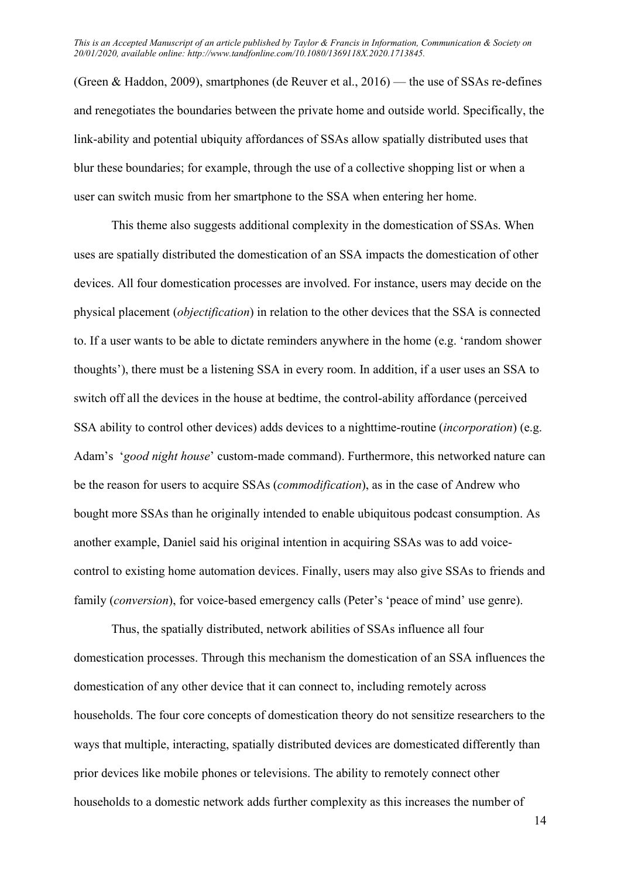(Green & Haddon, 2009), smartphones (de Reuver et al., 2016) — the use of SSAs re-defines and renegotiates the boundaries between the private home and outside world. Specifically, the link-ability and potential ubiquity affordances of SSAs allow spatially distributed uses that blur these boundaries; for example, through the use of a collective shopping list or when a user can switch music from her smartphone to the SSA when entering her home.

This theme also suggests additional complexity in the domestication of SSAs. When uses are spatially distributed the domestication of an SSA impacts the domestication of other devices. All four domestication processes are involved. For instance, users may decide on the physical placement (*objectification*) in relation to the other devices that the SSA is connected to. If a user wants to be able to dictate reminders anywhere in the home (e.g. 'random shower thoughts'), there must be a listening SSA in every room. In addition, if a user uses an SSA to switch off all the devices in the house at bedtime, the control-ability affordance (perceived SSA ability to control other devices) adds devices to a nighttime-routine (*incorporation*) (e.g. Adam's '*good night house*' custom-made command). Furthermore, this networked nature can be the reason for users to acquire SSAs (*commodification*), as in the case of Andrew who bought more SSAs than he originally intended to enable ubiquitous podcast consumption. As another example, Daniel said his original intention in acquiring SSAs was to add voice-control to existing home automation devices. Finally, users may also give SSAs to friends and family (*conversion*), for voice-based emergency calls (Peter's 'peace of mind' use genre).

Thus, the spatially distributed, network abilities of SSAs influence all four domestication processes. Through this mechanism the domestication of an SSA influences the domestication of any other device that it can connect to, including remotely across households. The four core concepts of domestication theory do not sensitize researchers to the ways that multiple, interacting, spatially distributed devices are domesticated differently than prior devices like mobile phones or televisions. The ability to remotely connect other households to a domestic network adds further complexity as this increases the number of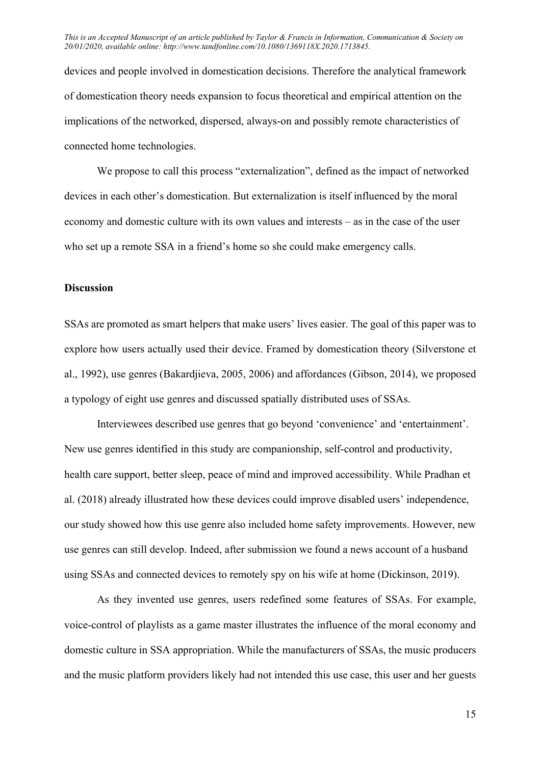devices and people involved in domestication decisions. Therefore the analytical framework of domestication theory needs expansion to focus theoretical and empirical attention on the implications of the networked, dispersed, always-on and possibly remote characteristics of connected home technologies.

We propose to call this process "externalization", defined as the impact of networked devices in each other's domestication. But externalization is itself influenced by the moral economy and domestic culture with its own values and interests – as in the case of the user who set up a remote SSA in a friend's home so she could make emergency calls.

## Discussion

SSAs are promoted as smart helpers that make users' lives easier. The goal of this paper was to explore how users actually used their device. Framed by domestication theory (Silverstone et al., 1992), use genres (Bakardjieva, 2005, 2006) and affordances (Gibson, 2014), we proposed a typology of eight use genres and discussed spatially distributed uses of SSAs.

Interviewees described use genres that go beyond 'convenience' and 'entertainment'. New use genres identified in this study are companionship, self-control and productivity, health care support, better sleep, peace of mind and improved accessibility. While Pradhan et al. (2018) already illustrated how these devices could improve disabled users' independence, our study showed how this use genre also included home safety improvements. However, new use genres can still develop. Indeed, after submission we found a news account of a husband using SSAs and connected devices to remotely spy on his wife at home (Dickinson, 2019).

As they invented use genres, users redefined some features of SSAs. For example, voice-control of playlists as a game master illustrates the influence of the moral economy and domestic culture in SSA appropriation. While the manufacturers of SSAs, the music producers and the music platform providers likely had not intended this use case, this user and her guests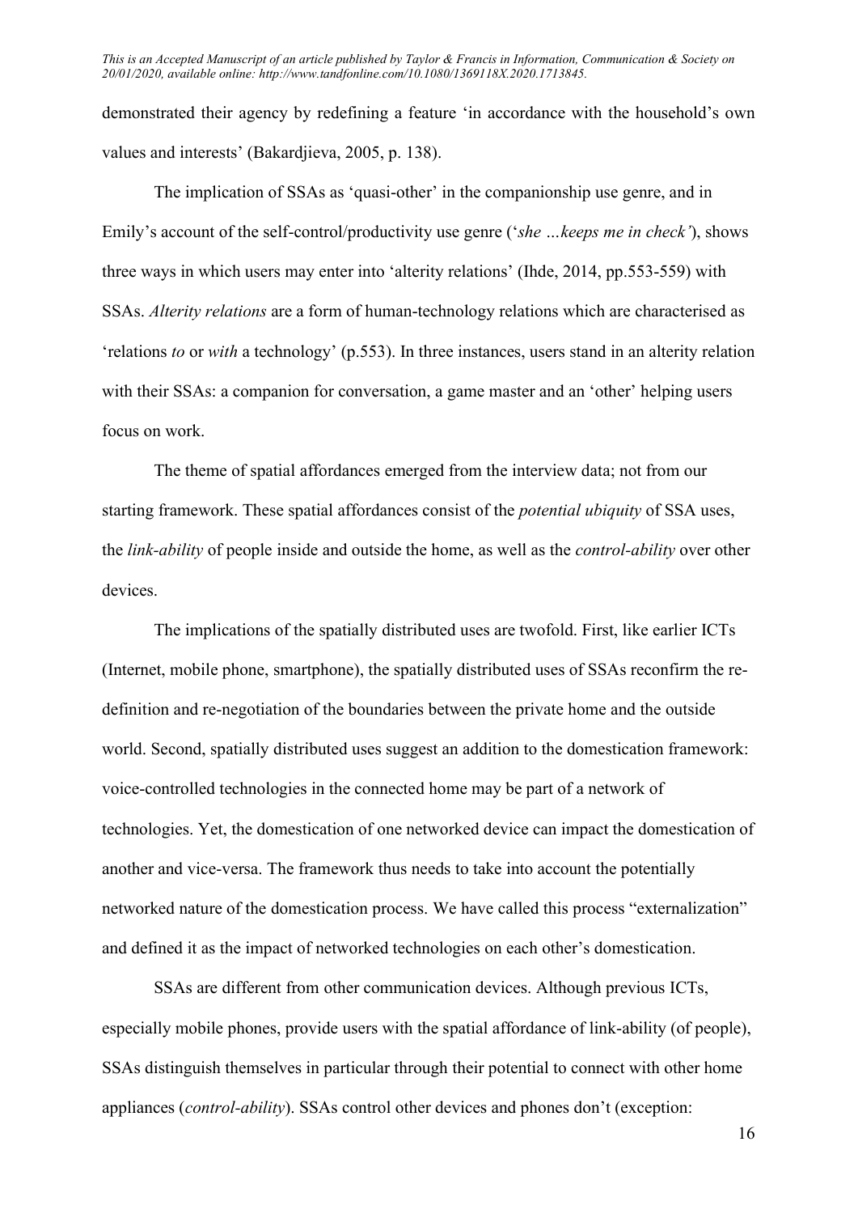demonstrated their agency by redefining a feature 'in accordance with the household's own values and interests' (Bakardjieva, 2005, p. 138).

The implication of SSAs as 'quasi-other' in the companionship use genre, and in Emily's account of the self-control/productivity use genre ('*she …keeps me in check'*), shows three ways in which users may enter into 'alterity relations' (Ihde, 2014, pp.553-559) with SSAs. *Alterity relations* are a form of human-technology relations which are characterised as 'relations *to* or *with* a technology' (p.553). In three instances, users stand in an alterity relation with their SSAs: a companion for conversation, a game master and an 'other' helping users focus on work.

The theme of spatial affordances emerged from the interview data; not from our starting framework. These spatial affordances consist of the *potential ubiquity* of SSA uses, the *link-ability* of people inside and outside the home, as well as the *control-ability* over other devices.

The implications of the spatially distributed uses are twofold. First, like earlier ICTs (Internet, mobile phone, smartphone), the spatially distributed uses of SSAs reconfirm the re-definition and re-negotiation of the boundaries between the private home and the outside world. Second, spatially distributed uses suggest an addition to the domestication framework: voice-controlled technologies in the connected home may be part of a network of technologies. Yet, the domestication of one networked device can impact the domestication of another and vice-versa. The framework thus needs to take into account the potentially networked nature of the domestication process. We have called this process "externalization" and defined it as the impact of networked technologies on each other's domestication.

SSAs are different from other communication devices. Although previous ICTs, especially mobile phones, provide users with the spatial affordance of link-ability (of people), SSAs distinguish themselves in particular through their potential to connect with other home appliances (*control-ability*). SSAs control other devices and phones don't (exception: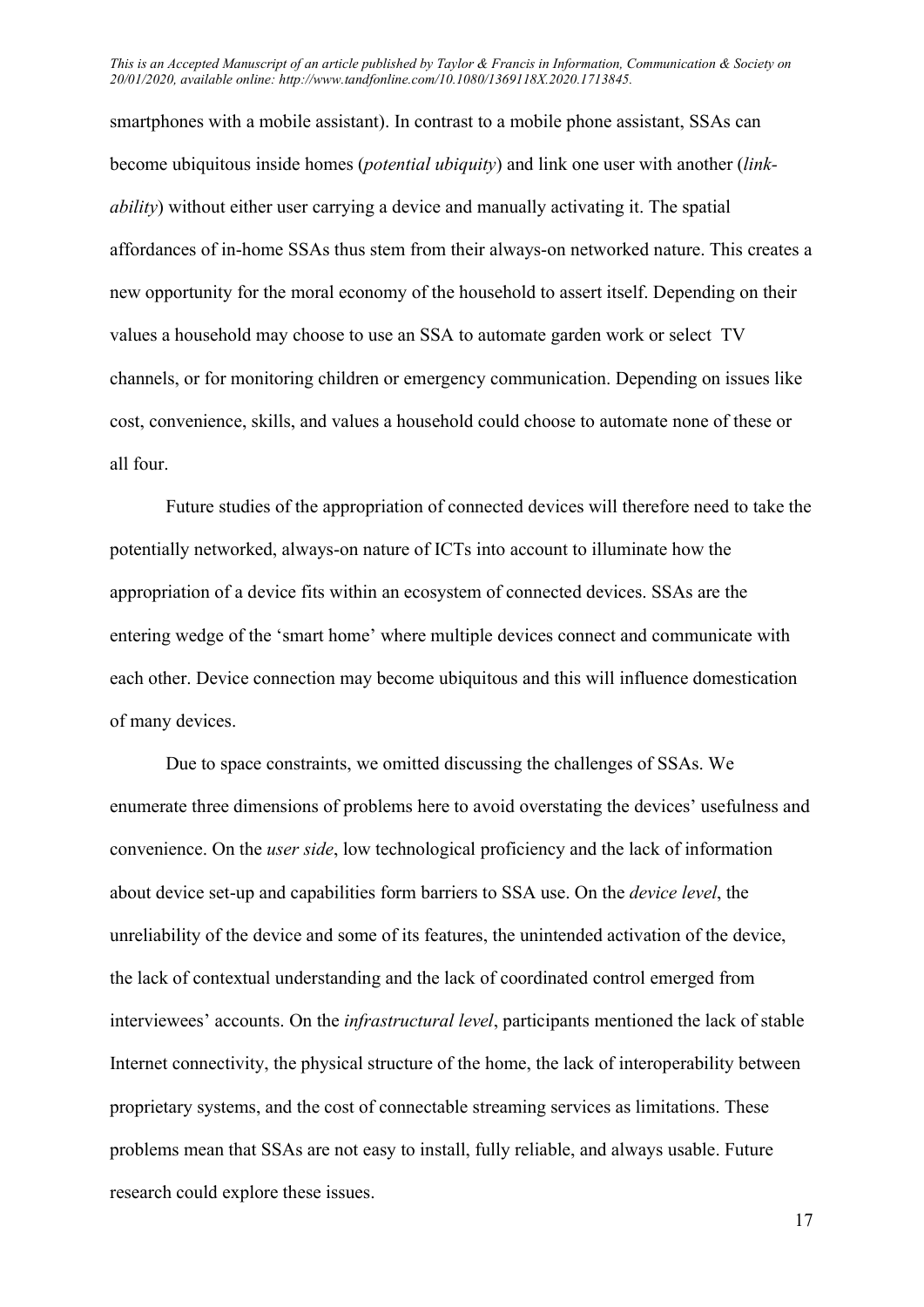smartphones with a mobile assistant). In contrast to a mobile phone assistant, SSAs can become ubiquitous inside homes (*potential ubiquity*) and link one user with another (*link-ability*) without either user carrying a device and manually activating it. The spatial affordances of in-home SSAs thus stem from their always-on networked nature. This creates a new opportunity for the moral economy of the household to assert itself. Depending on their values a household may choose to use an SSA to automate garden work or select TV channels, or for monitoring children or emergency communication. Depending on issues like cost, convenience, skills, and values a household could choose to automate none of these or all four.

Future studies of the appropriation of connected devices will therefore need to take the potentially networked, always-on nature of ICTs into account to illuminate how the appropriation of a device fits within an ecosystem of connected devices. SSAs are the entering wedge of the 'smart home' where multiple devices connect and communicate with each other. Device connection may become ubiquitous and this will influence domestication of many devices.

Due to space constraints, we omitted discussing the challenges of SSAs. We enumerate three dimensions of problems here to avoid overstating the devices' usefulness and convenience. On the *user side*, low technological proficiency and the lack of information about device set-up and capabilities form barriers to SSA use. On the *device level*, the unreliability of the device and some of its features, the unintended activation of the device, the lack of contextual understanding and the lack of coordinated control emerged from interviewees' accounts. On the *infrastructural level*, participants mentioned the lack of stable Internet connectivity, the physical structure of the home, the lack of interoperability between proprietary systems, and the cost of connectable streaming services as limitations. These problems mean that SSAs are not easy to install, fully reliable, and always usable. Future research could explore these issues.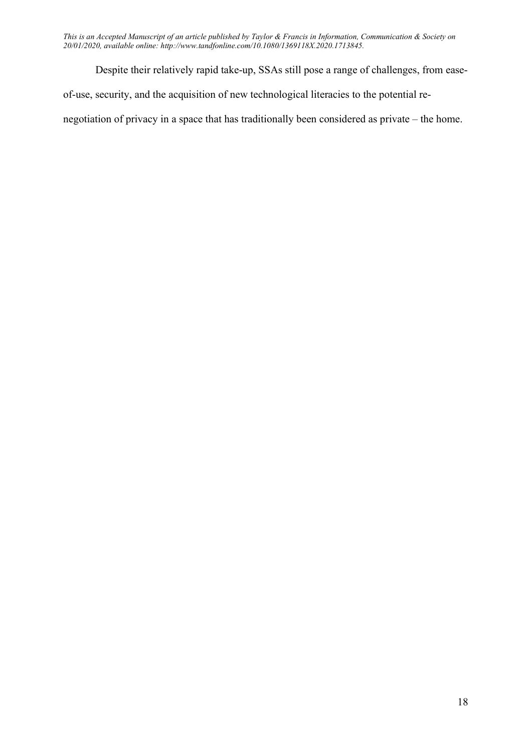Despite their relatively rapid take-up, SSAs still pose a range of challenges, from ease-of-use, security, and the acquisition of new technological literacies to the potential re-negotiation of privacy in a space that has traditionally been considered as private – the home.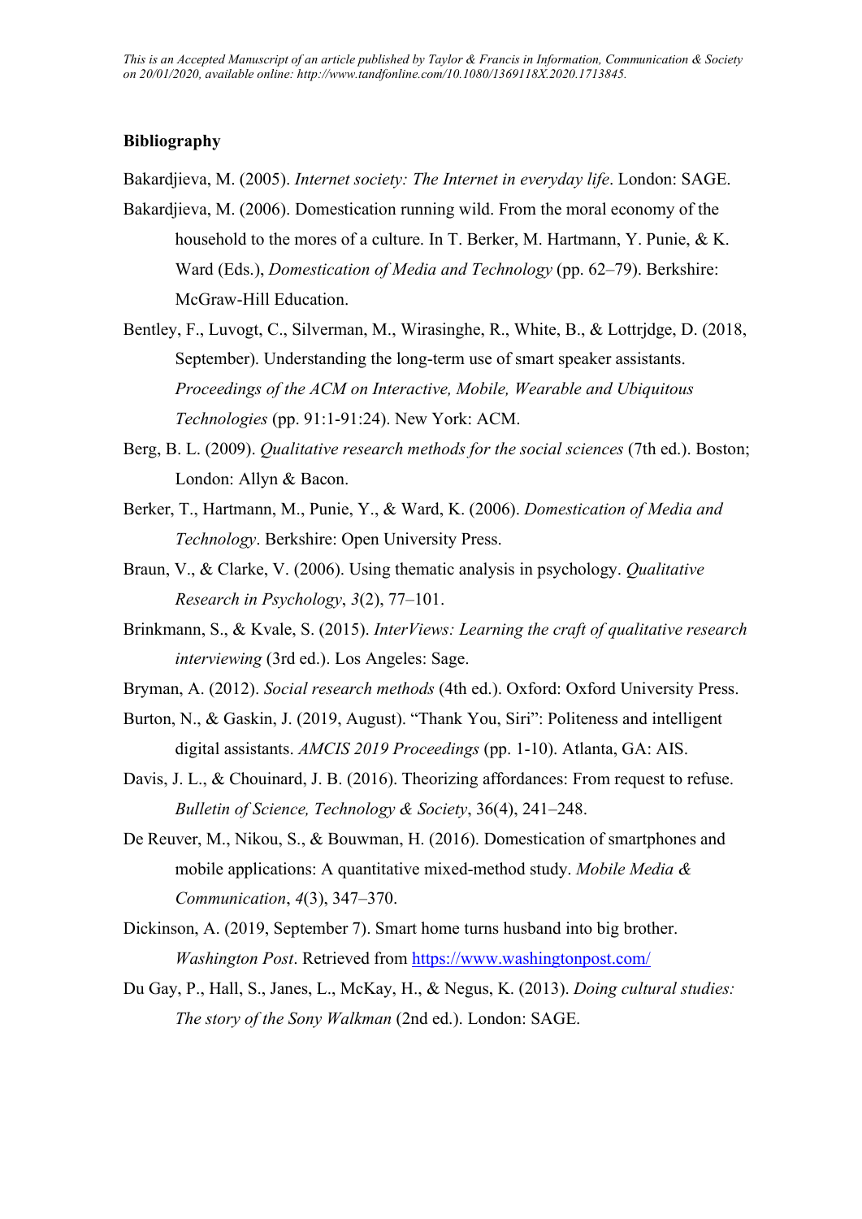## Bibliography

Bakardjieva, M. (2005). *Internet society: The Internet in everyday life*. London: SAGE.

Bakardjieva, M. (2006). Domestication running wild. From the moral economy of the household to the mores of a culture. In T. Berker, M. Hartmann, Y. Punie, & K. Ward (Eds.), *Domestication of Media and Technology* (pp. 62–79). Berkshire: McGraw-Hill Education.

Bentley, F., Luvogt, C., Silverman, M., Wirasinghe, R., White, B., & Lottrjdge, D. (2018, September). Understanding the long-term use of smart speaker assistants. *Proceedings of the ACM on Interactive, Mobile, Wearable and Ubiquitous Technologies* (pp. 91:1-91:24). New York: ACM.

Berg, B. L. (2009). *Qualitative research methods for the social sciences* (7th ed.). Boston; London: Allyn & Bacon.

Berker, T., Hartmann, M., Punie, Y., & Ward, K. (2006). *Domestication of Media and Technology*. Berkshire: Open University Press.

Braun, V., & Clarke, V. (2006). Using thematic analysis in psychology. *Qualitative Research in Psychology*, *3*(2), 77–101.

Brinkmann, S., & Kvale, S. (2015). *InterViews: Learning the craft of qualitative research interviewing* (3rd ed.). Los Angeles: Sage.

Bryman, A. (2012). *Social research methods* (4th ed.). Oxford: Oxford University Press.

Burton, N., & Gaskin, J. (2019, August). "Thank You, Siri": Politeness and intelligent digital assistants. *AMCIS 2019 Proceedings* (pp. 1-10). Atlanta, GA: AIS.

Davis, J. L., & Chouinard, J. B. (2016). Theorizing affordances: From request to refuse. *Bulletin of Science, Technology & Society*, 36(4), 241–248.

De Reuver, M., Nikou, S., & Bouwman, H. (2016). Domestication of smartphones and mobile applications: A quantitative mixed-method study. *Mobile Media & Communication*, *4*(3), 347–370.

Dickinson, A. (2019, September 7). Smart home turns husband into big brother. *Washington Post*. Retrieved from https://www.washingtonpost.com/

Du Gay, P., Hall, S., Janes, L., McKay, H., & Negus, K. (2013). *Doing cultural studies: The story of the Sony Walkman* (2nd ed.). London: SAGE.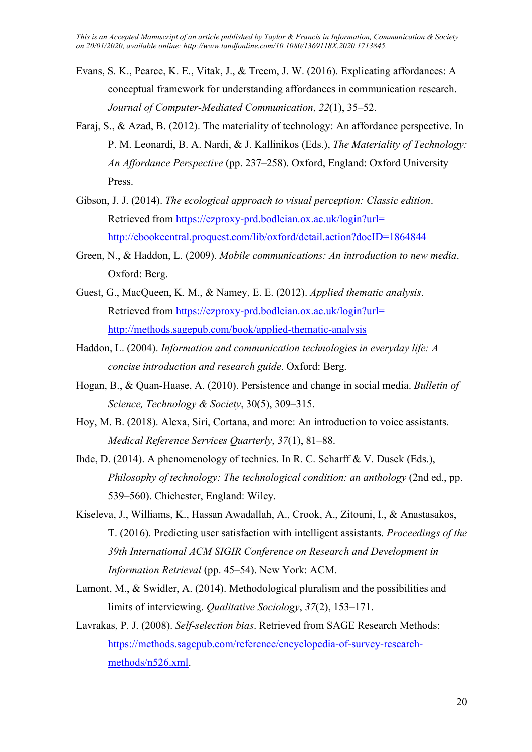Evans, S. K., Pearce, K. E., Vitak, J., & Treem, J. W. (2016). Explicating affordances: A conceptual framework for understanding affordances in communication research. *Journal of Computer-Mediated Communication*, *22*(1), 35–52.

Faraj, S., & Azad, B. (2012). The materiality of technology: An affordance perspective. In P. M. Leonardi, B. A. Nardi, & J. Kallinikos (Eds.), *The Materiality of Technology: An Affordance Perspective* (pp. 237–258). Oxford, England: Oxford University Press.

Gibson, J. J. (2014). *The ecological approach to visual perception: Classic edition*. Retrieved from https://ezproxy-prd.bodleian.ox.ac.uk/login?url=http://ebookcentral.proquest.com/lib/oxford/detail.action?docID=1864844

Green, N., & Haddon, L. (2009). *Mobile communications: An introduction to new media*. Oxford: Berg.

Guest, G., MacQueen, K. M., & Namey, E. E. (2012). *Applied thematic analysis*. Retrieved from https://ezproxy-prd.bodleian.ox.ac.uk/login?url=http://methods.sagepub.com/book/applied-thematic-analysis

Haddon, L. (2004). *Information and communication technologies in everyday life: A concise introduction and research guide*. Oxford: Berg.

Hogan, B., & Quan-Haase, A. (2010). Persistence and change in social media. *Bulletin of Science, Technology & Society*, 30(5), 309–315.

Hoy, M. B. (2018). Alexa, Siri, Cortana, and more: An introduction to voice assistants. *Medical Reference Services Quarterly*, *37*(1), 81–88.

Ihde, D. (2014). A phenomenology of technics. In R. C. Scharff & V. Dusek (Eds.), *Philosophy of technology: The technological condition: an anthology* (2nd ed., pp. 539–560). Chichester, England: Wiley.

Kiseleva, J., Williams, K., Hassan Awadallah, A., Crook, A., Zitouni, I., & Anastasakos, T. (2016). Predicting user satisfaction with intelligent assistants. *Proceedings of the 39th International ACM SIGIR Conference on Research and Development in Information Retrieval* (pp. 45–54). New York: ACM.

Lamont, M., & Swidler, A. (2014). Methodological pluralism and the possibilities and limits of interviewing. *Qualitative Sociology*, *37*(2), 153–171.

Lavrakas, P. J. (2008). *Self-selection bias*. Retrieved from SAGE Research Methods: https://methods.sagepub.com/reference/encyclopedia-of-survey-research-methods/n526.xml.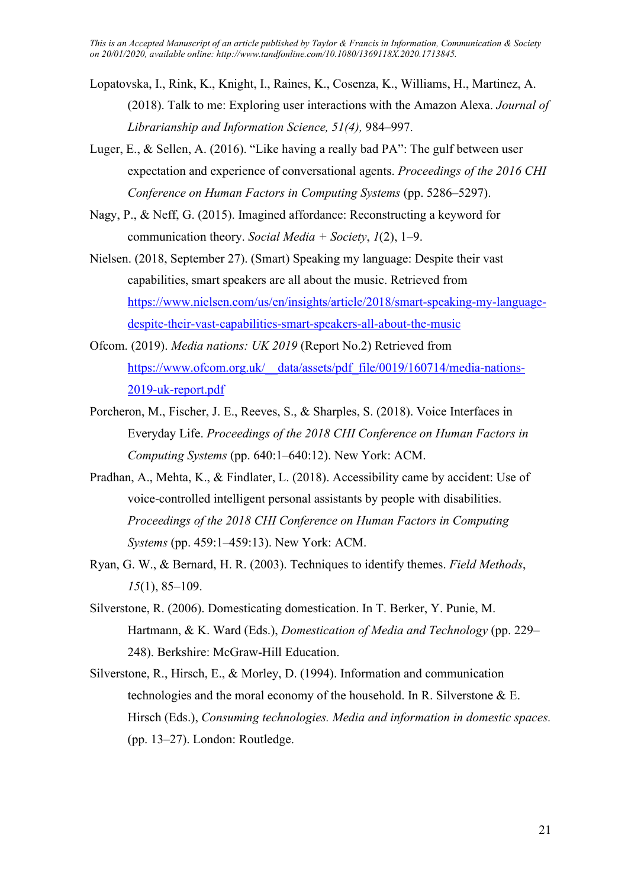Lopatovska, I., Rink, K., Knight, I., Raines, K., Cosenza, K., Williams, H., Martinez, A. (2018). Talk to me: Exploring user interactions with the Amazon Alexa. *Journal of Librarianship and Information Science, 51(4),* 984–997.

Luger, E., & Sellen, A. (2016). "Like having a really bad PA": The gulf between user expectation and experience of conversational agents. *Proceedings of the 2016 CHI Conference on Human Factors in Computing Systems* (pp. 5286–5297).

Nagy, P., & Neff, G. (2015). Imagined affordance: Reconstructing a keyword for communication theory. *Social Media + Society*, *1*(2), 1–9.

Nielsen. (2018, September 27). (Smart) Speaking my language: Despite their vast capabilities, smart speakers are all about the music. Retrieved from https://www.nielsen.com/us/en/insights/article/2018/smart-speaking-my-language-despite-their-vast-capabilities-smart-speakers-all-about-the-music

Ofcom. (2019). *Media nations: UK 2019* (Report No.2) Retrieved from https://www.ofcom.org.uk/__data/assets/pdf_file/0019/160714/media-nations-2019-uk-report.pdf

Porcheron, M., Fischer, J. E., Reeves, S., & Sharples, S. (2018). Voice Interfaces in Everyday Life. *Proceedings of the 2018 CHI Conference on Human Factors in Computing Systems* (pp. 640:1–640:12). New York: ACM.

Pradhan, A., Mehta, K., & Findlater, L. (2018). Accessibility came by accident: Use of voice-controlled intelligent personal assistants by people with disabilities. *Proceedings of the 2018 CHI Conference on Human Factors in Computing Systems* (pp. 459:1–459:13). New York: ACM.

Ryan, G. W., & Bernard, H. R. (2003). Techniques to identify themes. *Field Methods*, *15*(1), 85–109.

Silverstone, R. (2006). Domesticating domestication. In T. Berker, Y. Punie, M. Hartmann, & K. Ward (Eds.), *Domestication of Media and Technology* (pp. 229–248). Berkshire: McGraw-Hill Education.

Silverstone, R., Hirsch, E., & Morley, D. (1994). Information and communication technologies and the moral economy of the household. In R. Silverstone & E. Hirsch (Eds.), *Consuming technologies. Media and information in domestic spaces.* (pp. 13–27). London: Routledge.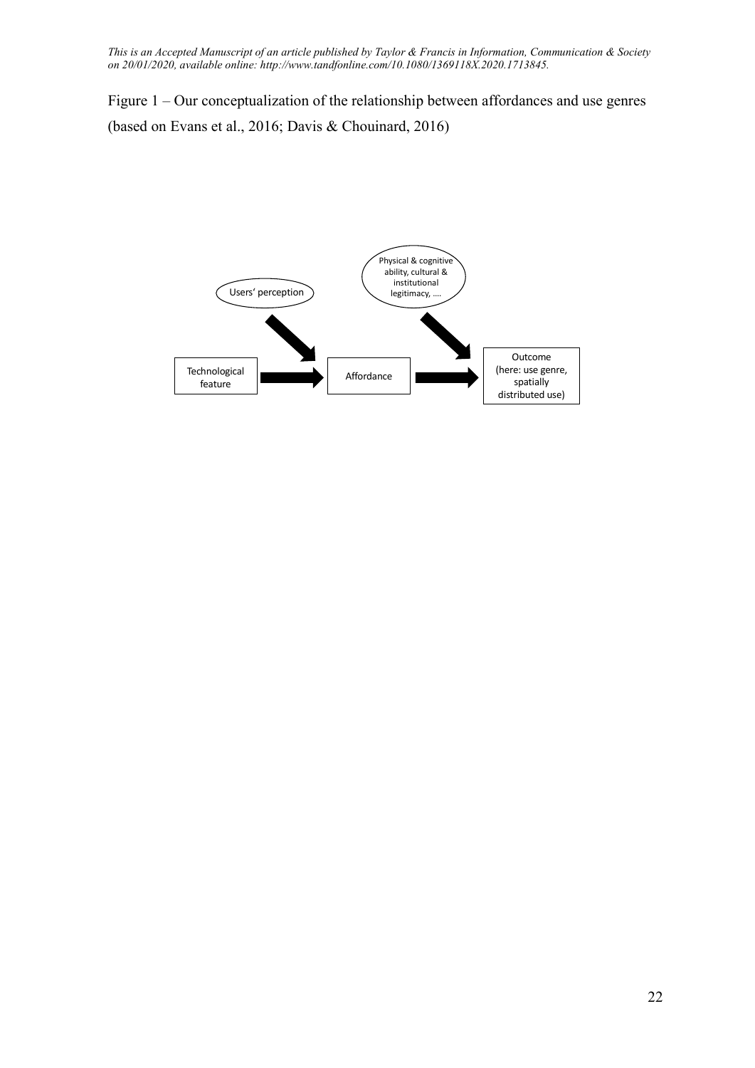This is an Accepted Manuscript of an article published by Taylor & Francis in Information, Communication & Society on 20/01/2020, available online: http://www.tandfonline.com/10.1080/1369118X.2020.1713845.

Figure 1 – Our conceptualization of the relationship between affordances and use genres (based on Evans et al., 2016; Davis & Chouinard, 2016)

Users' perception

Physical & cognitive ability, cultural & institutional legitimacy, ….

Technological feature

Affordance

Outcome (here: use genre, spatially distributed use)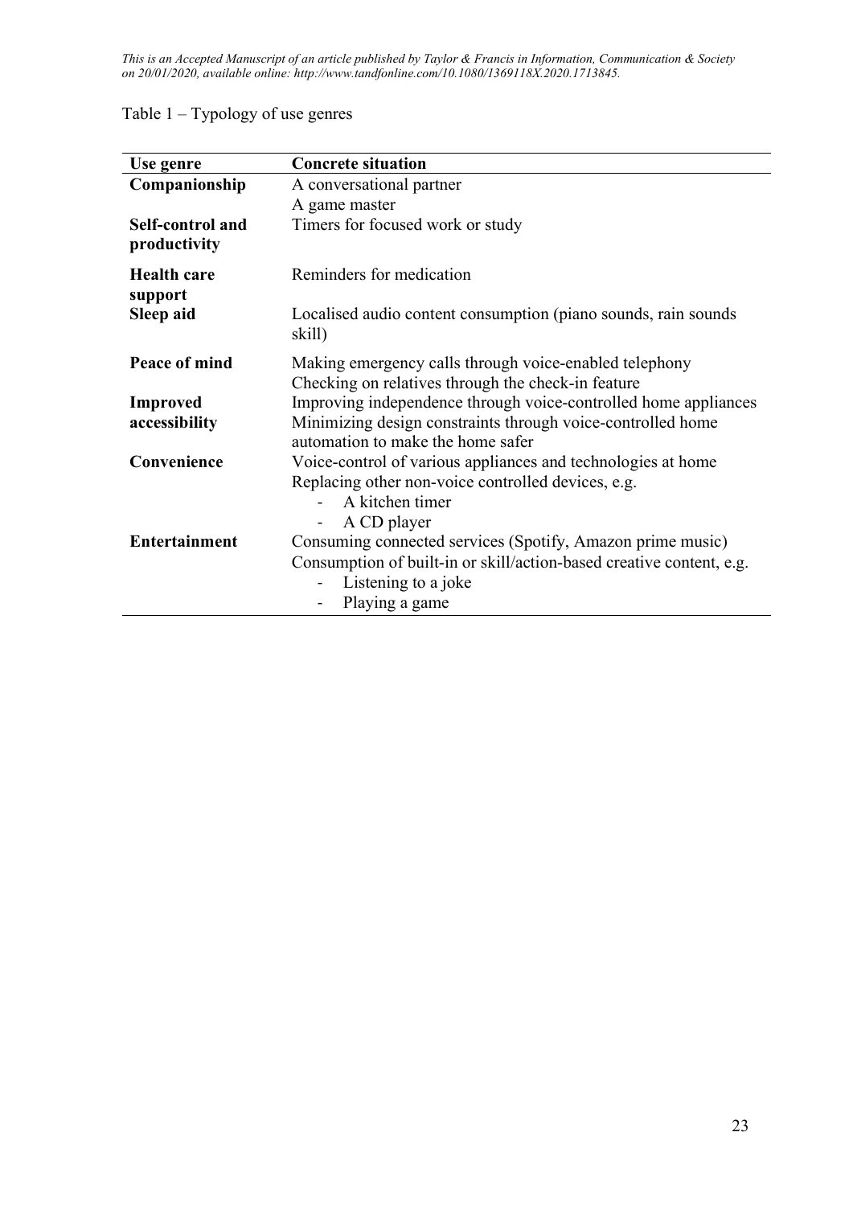Table 1 – Typology of use genres

| Use genre | Concrete situation |
| --- | --- |
| **Companionship** | A conversational partner<br>A game master |
| **Self-control and productivity** | Timers for focused work or study |
| **Health care support** | Reminders for medication |
| **Sleep aid** | Localised audio content consumption (piano sounds, rain sounds skill) |
| **Peace of mind** | Making emergency calls through voice-enabled telephony<br>Checking on relatives through the check-in feature |
| **Improved accessibility** | Improving independence through voice-controlled home appliances<br>Minimizing design constraints through voice-controlled home automation to make the home safer |
| **Convenience** | Voice-control of various appliances and technologies at home<br>Replacing other non-voice controlled devices, e.g.<br>- A kitchen timer<br>- A CD player |
| **Entertainment** | Consuming connected services (Spotify, Amazon prime music)<br>Consumption of built-in or skill/action-based creative content, e.g.<br>- Listening to a joke<br>- Playing a game |